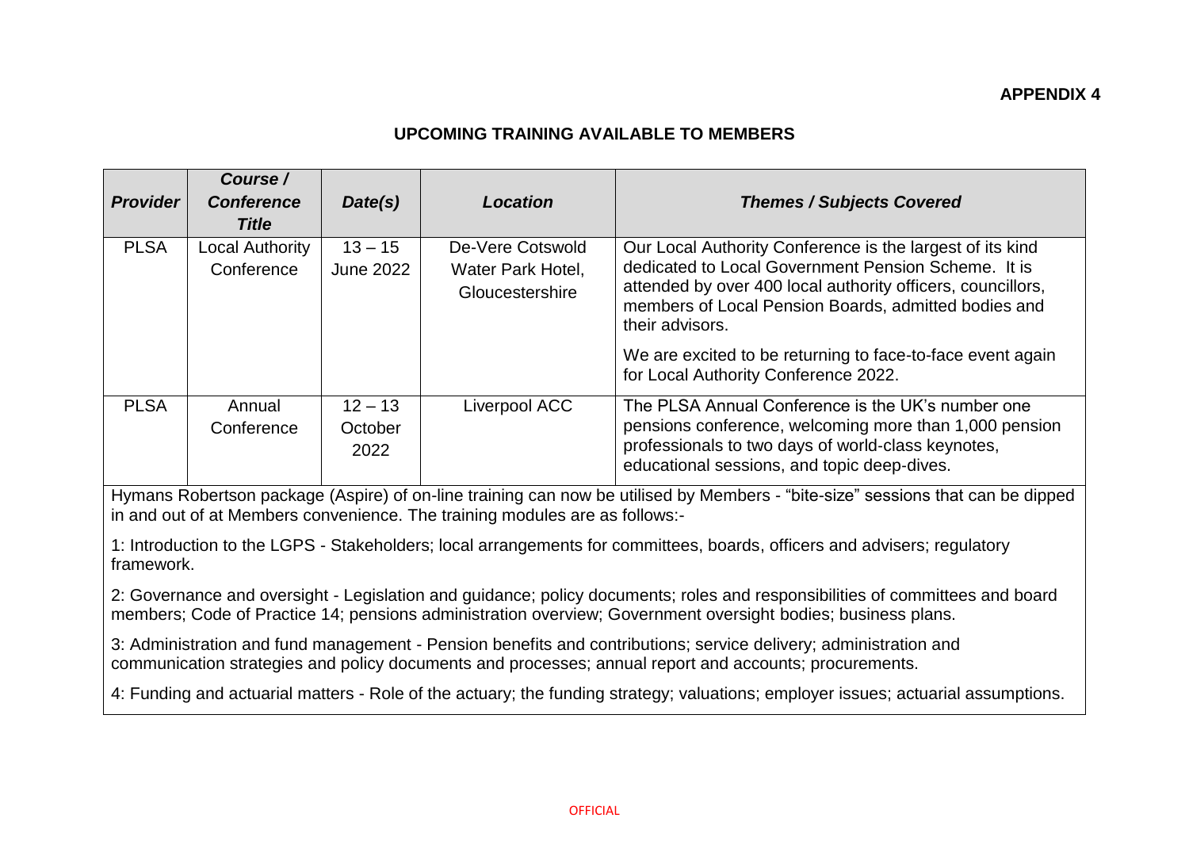**APPENDIX 4**

## UPCOMING TRAINING AVAILABLE TO MEMBERS

| *Provider* | *Course / Conference Title* | *Date(s)* | *Location* | *Themes / Subjects Covered* |
|---|---|---|---|---|
| PLSA | Local Authority Conference | 13 – 15 June 2022 | De-Vere Cotswold Water Park Hotel, Gloucestershire | Our Local Authority Conference is the largest of its kind dedicated to Local Government Pension Scheme. It is attended by over 400 local authority officers, councillors, members of Local Pension Boards, admitted bodies and their advisors.<br><br>We are excited to be returning to face-to-face event again for Local Authority Conference 2022. |
| PLSA | Annual Conference | 12 – 13 October 2022 | Liverpool ACC | The PLSA Annual Conference is the UK's number one pensions conference, welcoming more than 1,000 pension professionals to two days of world-class keynotes, educational sessions, and topic deep-dives. |

Hymans Robertson package (Aspire) of on-line training can now be utilised by Members - "bite-size" sessions that can be dipped in and out of at Members convenience. The training modules are as follows:-

1: Introduction to the LGPS - Stakeholders; local arrangements for committees, boards, officers and advisers; regulatory framework.

2: Governance and oversight - Legislation and guidance; policy documents; roles and responsibilities of committees and board members; Code of Practice 14; pensions administration overview; Government oversight bodies; business plans.

3: Administration and fund management - Pension benefits and contributions; service delivery; administration and communication strategies and policy documents and processes; annual report and accounts; procurements.

4: Funding and actuarial matters - Role of the actuary; the funding strategy; valuations; employer issues; actuarial assumptions.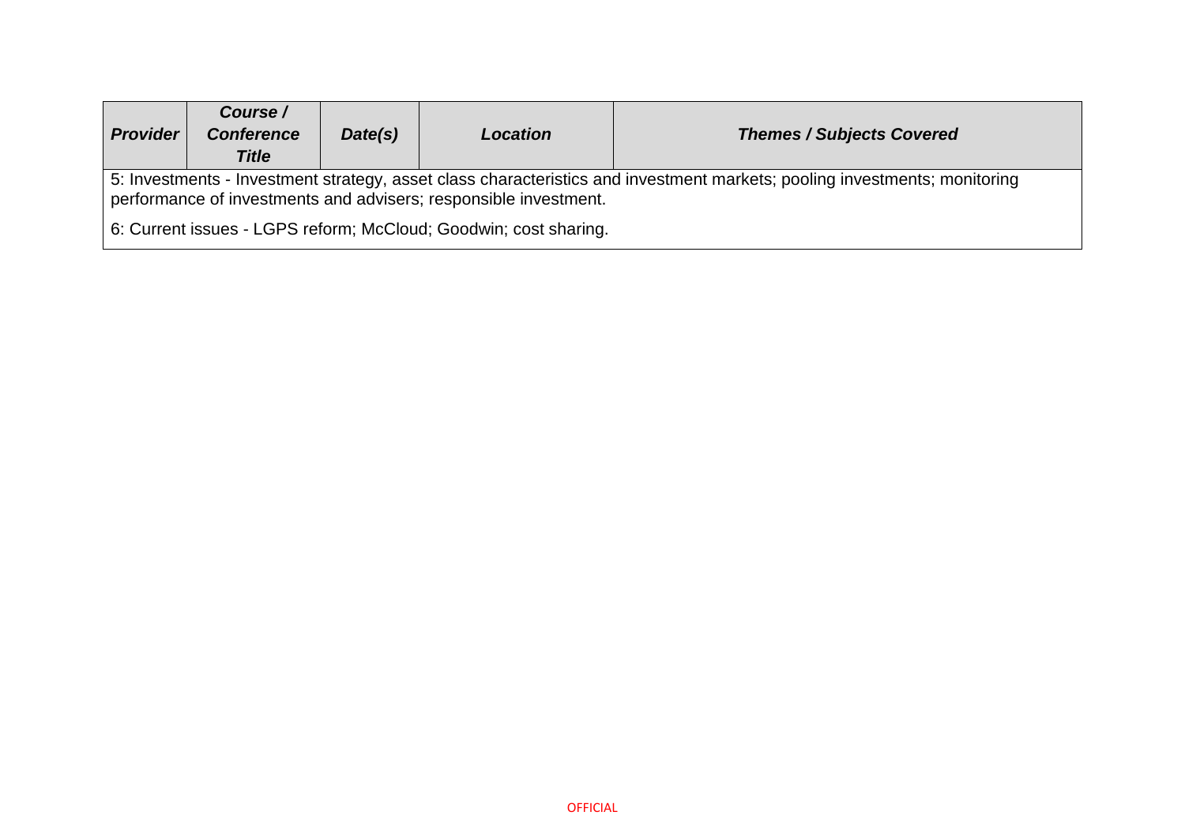| ***Provider*** | ***Course / Conference Title*** | ***Date(s)*** | ***Location*** | ***Themes / Subjects Covered*** |
| --- | --- | --- | --- | --- |
| 5: Investments - Investment strategy, asset class characteristics and investment markets; pooling investments; monitoring performance of investments and advisers; responsible investment. | | | | |
| 6: Current issues - LGPS reform; McCloud; Goodwin; cost sharing. | | | | |

OFFICIAL